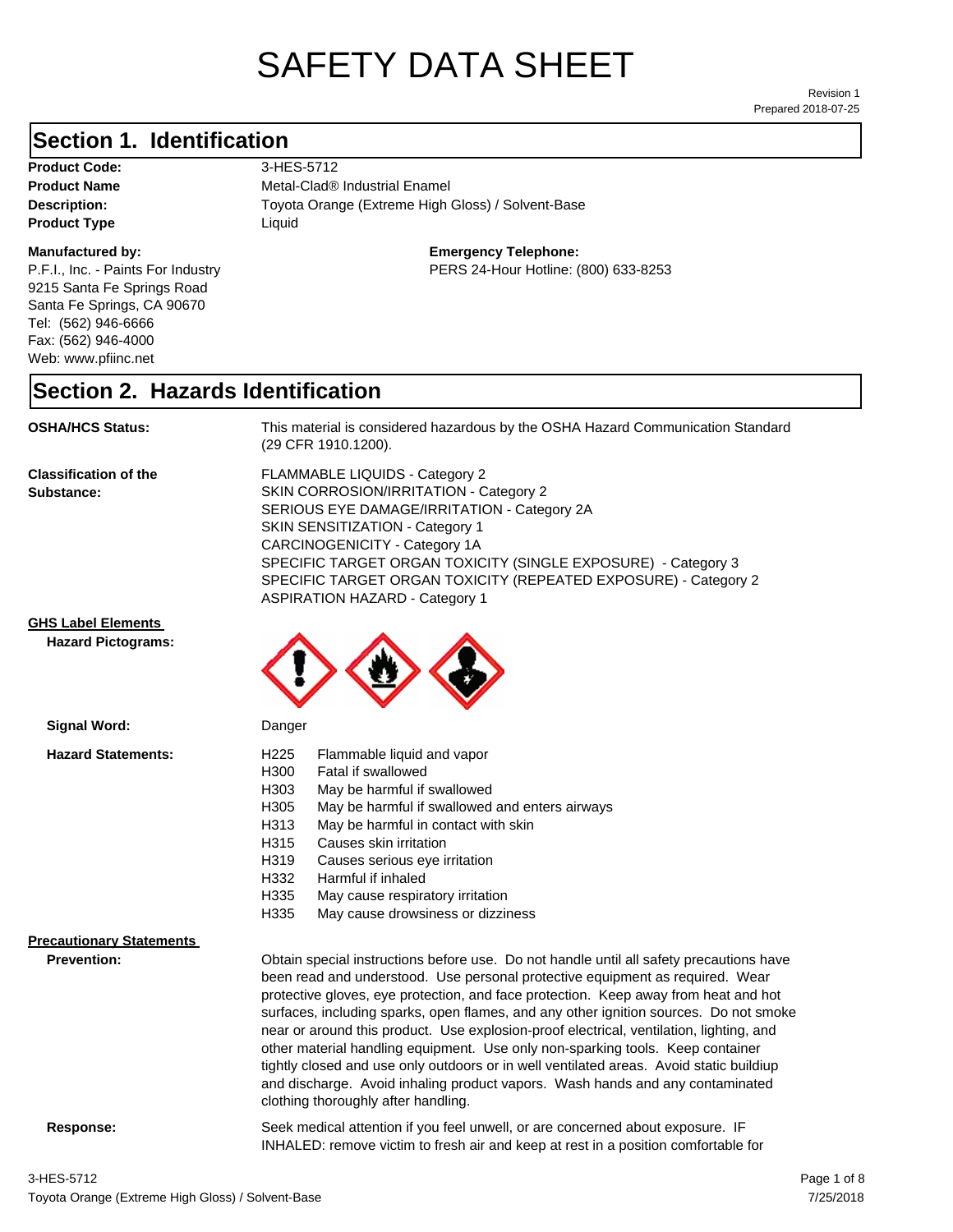# SAFETY DATA SHEET

Revision 1
Prepared 2018-07-25

## Section 1. Identification

**Product Code:** 3-HES-5712
**Product Name** Metal-Clad® Industrial Enamel
**Description:** Toyota Orange (Extreme High Gloss) / Solvent-Base
**Product Type** Liquid

**Manufactured by:**
P.F.I., Inc. - Paints For Industry
9215 Santa Fe Springs Road
Santa Fe Springs, CA 90670
Tel: (562) 946-6666
Fax: (562) 946-4000
Web: www.pfiinc.net

**Emergency Telephone:**
PERS 24-Hour Hotline: (800) 633-8253

## Section 2. Hazards Identification

**OSHA/HCS Status:** This material is considered hazardous by the OSHA Hazard Communication Standard (29 CFR 1910.1200).

**Classification of the Substance:**
FLAMMABLE LIQUIDS - Category 2
SKIN CORROSION/IRRITATION - Category 2
SERIOUS EYE DAMAGE/IRRITATION - Category 2A
SKIN SENSITIZATION - Category 1
CARCINOGENICITY - Category 1A
SPECIFIC TARGET ORGAN TOXICITY (SINGLE EXPOSURE) - Category 3
SPECIFIC TARGET ORGAN TOXICITY (REPEATED EXPOSURE) - Category 2
ASPIRATION HAZARD - Category 1

**GHS Label Elements**

**Hazard Pictograms:**

**Signal Word:** Danger

**Hazard Statements:**

| | |
|---|---|
| H225 | Flammable liquid and vapor |
| H300 | Fatal if swallowed |
| H303 | May be harmful if swallowed |
| H305 | May be harmful if swallowed and enters airways |
| H313 | May be harmful in contact with skin |
| H315 | Causes skin irritation |
| H319 | Causes serious eye irritation |
| H332 | Harmful if inhaled |
| H335 | May cause respiratory irritation |
| H335 | May cause drowsiness or dizziness |

**Precautionary Statements**

**Prevention:** Obtain special instructions before use. Do not handle until all safety precautions have been read and understood. Use personal protective equipment as required. Wear protective gloves, eye protection, and face protection. Keep away from heat and hot surfaces, including sparks, open flames, and any other ignition sources. Do not smoke near or around this product. Use explosion-proof electrical, ventilation, lighting, and other material handling equipment. Use only non-sparking tools. Keep container tightly closed and use only outdoors or in well ventilated areas. Avoid static buildiup and discharge. Avoid inhaling product vapors. Wash hands and any contaminated clothing thoroughly after handling.

**Response:** Seek medical attention if you feel unwell, or are concerned about exposure. IF INHALED: remove victim to fresh air and keep at rest in a position comfortable for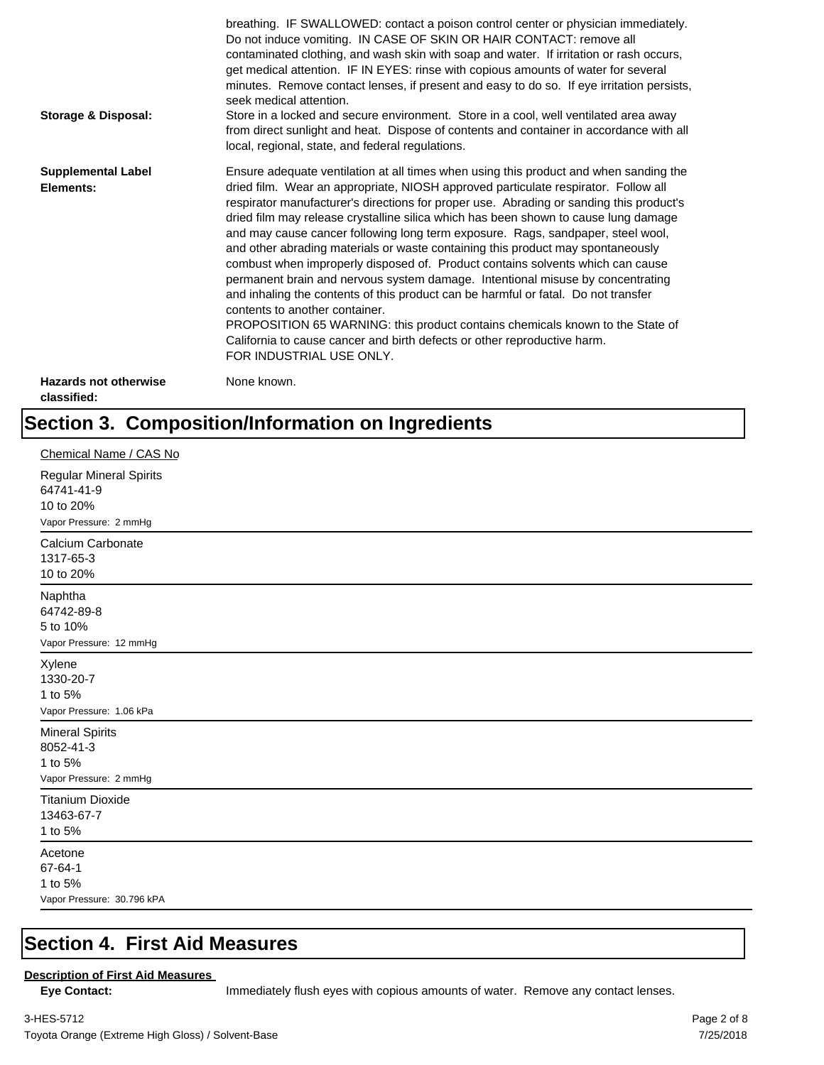breathing. IF SWALLOWED: contact a poison control center or physician immediately. Do not induce vomiting. IN CASE OF SKIN OR HAIR CONTACT: remove all contaminated clothing, and wash skin with soap and water. If irritation or rash occurs, get medical attention. IF IN EYES: rinse with copious amounts of water for several minutes. Remove contact lenses, if present and easy to do so. If eye irritation persists, seek medical attention.

**Storage & Disposal:** Store in a locked and secure environment. Store in a cool, well ventilated area away from direct sunlight and heat. Dispose of contents and container in accordance with all local, regional, state, and federal regulations.

**Supplemental Label Elements:** Ensure adequate ventilation at all times when using this product and when sanding the dried film. Wear an appropriate, NIOSH approved particulate respirator. Follow all respirator manufacturer's directions for proper use. Abrading or sanding this product's dried film may release crystalline silica which has been shown to cause lung damage and may cause cancer following long term exposure. Rags, sandpaper, steel wool, and other abrading materials or waste containing this product may spontaneously combust when improperly disposed of. Product contains solvents which can cause permanent brain and nervous system damage. Intentional misuse by concentrating and inhaling the contents of this product can be harmful or fatal. Do not transfer contents to another container.
PROPOSITION 65 WARNING: this product contains chemicals known to the State of California to cause cancer and birth defects or other reproductive harm.
FOR INDUSTRIAL USE ONLY.

**Hazards not otherwise classified:** None known.

# Section 3. Composition/Information on Ingredients

Chemical Name / CAS No

Regular Mineral Spirits
64741-41-9
10 to 20%
Vapor Pressure: 2 mmHg

---

Calcium Carbonate
1317-65-3
10 to 20%

---

Naphtha
64742-89-8
5 to 10%
Vapor Pressure: 12 mmHg

---

Xylene
1330-20-7
1 to 5%
Vapor Pressure: 1.06 kPa

---

Mineral Spirits
8052-41-3
1 to 5%
Vapor Pressure: 2 mmHg

---

Titanium Dioxide
13463-67-7
1 to 5%

---

Acetone
67-64-1
1 to 5%
Vapor Pressure: 30.796 kPA

---

# Section 4. First Aid Measures

**Description of First Aid Measures**

**Eye Contact:** Immediately flush eyes with copious amounts of water. Remove any contact lenses.

3-HES-5712
Toyota Orange (Extreme High Gloss) / Solvent-Base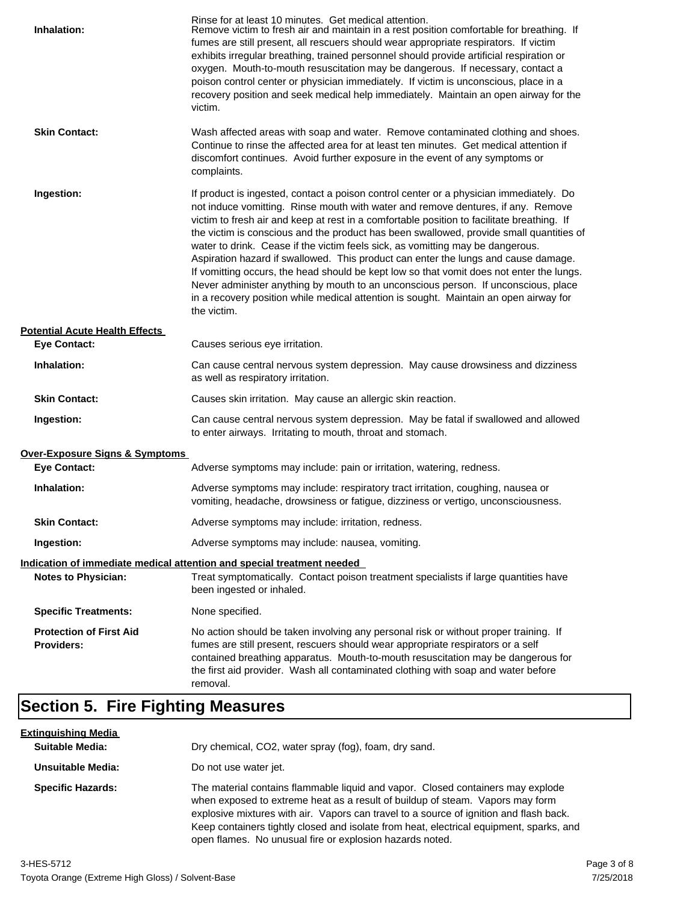Rinse for at least 10 minutes. Get medical attention.

**Inhalation:** Remove victim to fresh air and maintain in a rest position comfortable for breathing. If fumes are still present, all rescuers should wear appropriate respirators. If victim exhibits irregular breathing, trained personnel should provide artificial respiration or oxygen. Mouth-to-mouth resuscitation may be dangerous. If necessary, contact a poison control center or physician immediately. If victim is unconscious, place in a recovery position and seek medical help immediately. Maintain an open airway for the victim.

**Skin Contact:** Wash affected areas with soap and water. Remove contaminated clothing and shoes. Continue to rinse the affected area for at least ten minutes. Get medical attention if discomfort continues. Avoid further exposure in the event of any symptoms or complaints.

**Ingestion:** If product is ingested, contact a poison control center or a physician immediately. Do not induce vomitting. Rinse mouth with water and remove dentures, if any. Remove victim to fresh air and keep at rest in a comfortable position to facilitate breathing. If the victim is conscious and the product has been swallowed, provide small quantities of water to drink. Cease if the victim feels sick, as vomitting may be dangerous. Aspiration hazard if swallowed. This product can enter the lungs and cause damage. If vomitting occurs, the head should be kept low so that vomit does not enter the lungs. Never administer anything by mouth to an unconscious person. If unconscious, place in a recovery position while medical attention is sought. Maintain an open airway for the victim.

**Potential Acute Health Effects**

**Eye Contact:** Causes serious eye irritation.

**Inhalation:** Can cause central nervous system depression. May cause drowsiness and dizziness as well as respiratory irritation.

**Skin Contact:** Causes skin irritation. May cause an allergic skin reaction.

**Ingestion:** Can cause central nervous system depression. May be fatal if swallowed and allowed to enter airways. Irritating to mouth, throat and stomach.

**Over-Exposure Signs & Symptoms**

**Eye Contact:** Adverse symptoms may include: pain or irritation, watering, redness.

**Inhalation:** Adverse symptoms may include: respiratory tract irritation, coughing, nausea or vomiting, headache, drowsiness or fatigue, dizziness or vertigo, unconsciousness.

**Skin Contact:** Adverse symptoms may include: irritation, redness.

**Ingestion:** Adverse symptoms may include: nausea, vomiting.

**Indication of immediate medical attention and special treatment needed**

**Notes to Physician:** Treat symptomatically. Contact poison treatment specialists if large quantities have been ingested or inhaled.

**Specific Treatments:** None specified.

**Protection of First Aid Providers:** No action should be taken involving any personal risk or without proper training. If fumes are still present, rescuers should wear appropriate respirators or a self contained breathing apparatus. Mouth-to-mouth resuscitation may be dangerous for the first aid provider. Wash all contaminated clothing with soap and water before removal.

# Section 5. Fire Fighting Measures

**Extinguishing Media**

**Suitable Media:** Dry chemical, CO2, water spray (fog), foam, dry sand.

**Unsuitable Media:** Do not use water jet.

**Specific Hazards:** The material contains flammable liquid and vapor. Closed containers may explode when exposed to extreme heat as a result of buildup of steam. Vapors may form explosive mixtures with air. Vapors can travel to a source of ignition and flash back. Keep containers tightly closed and isolate from heat, electrical equipment, sparks, and open flames. No unusual fire or explosion hazards noted.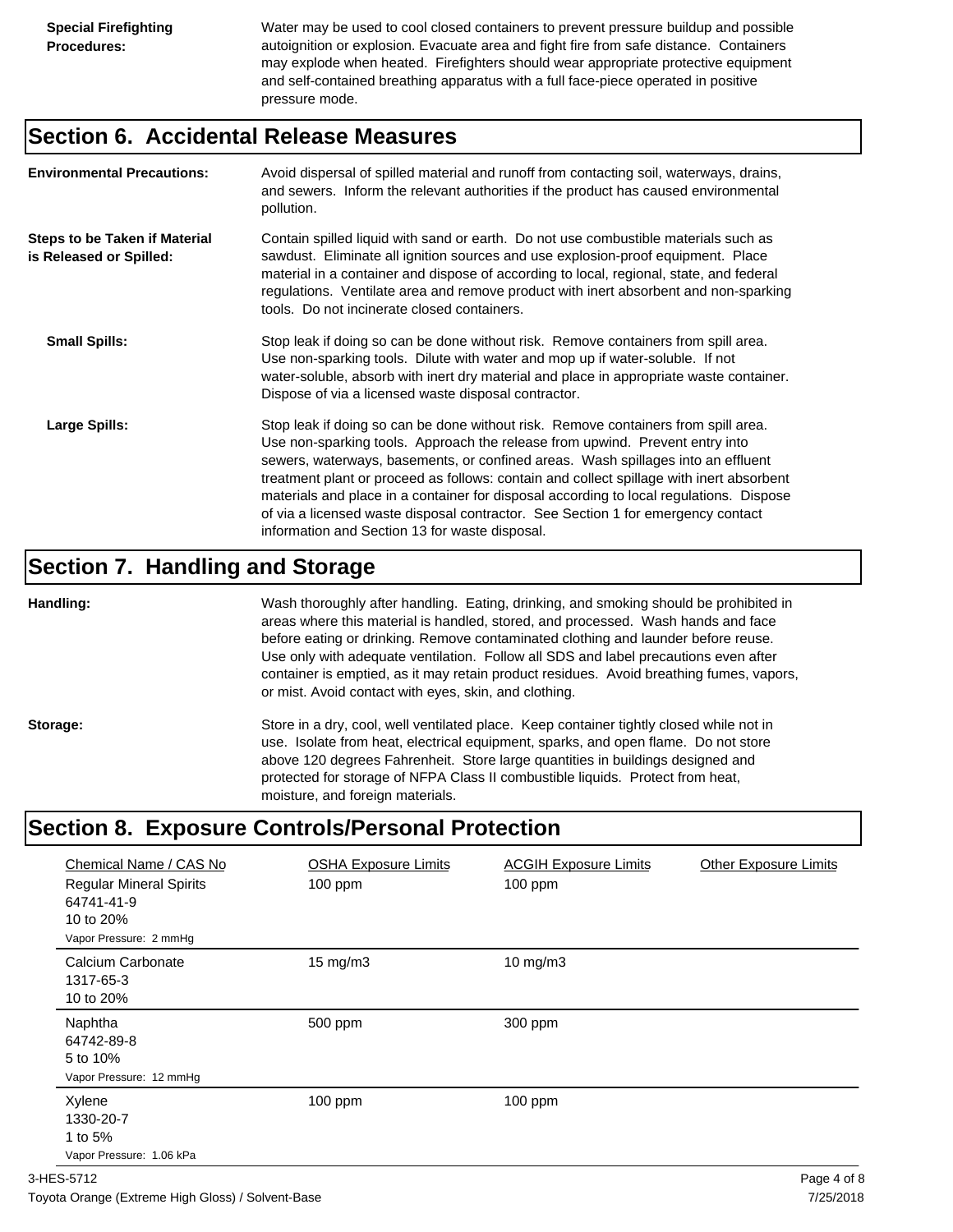**Special Firefighting Procedures:** Water may be used to cool closed containers to prevent pressure buildup and possible autoignition or explosion. Evacuate area and fight fire from safe distance. Containers may explode when heated. Firefighters should wear appropriate protective equipment and self-contained breathing apparatus with a full face-piece operated in positive pressure mode.

## Section 6. Accidental Release Measures

**Environmental Precautions:** Avoid dispersal of spilled material and runoff from contacting soil, waterways, drains, and sewers. Inform the relevant authorities if the product has caused environmental pollution.

**Steps to be Taken if Material is Released or Spilled:** Contain spilled liquid with sand or earth. Do not use combustible materials such as sawdust. Eliminate all ignition sources and use explosion-proof equipment. Place material in a container and dispose of according to local, regional, state, and federal regulations. Ventilate area and remove product with inert absorbent and non-sparking tools. Do not incinerate closed containers.

**Small Spills:** Stop leak if doing so can be done without risk. Remove containers from spill area. Use non-sparking tools. Dilute with water and mop up if water-soluble. If not water-soluble, absorb with inert dry material and place in appropriate waste container. Dispose of via a licensed waste disposal contractor.

**Large Spills:** Stop leak if doing so can be done without risk. Remove containers from spill area. Use non-sparking tools. Approach the release from upwind. Prevent entry into sewers, waterways, basements, or confined areas. Wash spillages into an effluent treatment plant or proceed as follows: contain and collect spillage with inert absorbent materials and place in a container for disposal according to local regulations. Dispose of via a licensed waste disposal contractor. See Section 1 for emergency contact information and Section 13 for waste disposal.

## Section 7. Handling and Storage

**Handling:** Wash thoroughly after handling. Eating, drinking, and smoking should be prohibited in areas where this material is handled, stored, and processed. Wash hands and face before eating or drinking. Remove contaminated clothing and launder before reuse. Use only with adequate ventilation. Follow all SDS and label precautions even after container is emptied, as it may retain product residues. Avoid breathing fumes, vapors, or mist. Avoid contact with eyes, skin, and clothing.

**Storage:** Store in a dry, cool, well ventilated place. Keep container tightly closed while not in use. Isolate from heat, electrical equipment, sparks, and open flame. Do not store above 120 degrees Fahrenheit. Store large quantities in buildings designed and protected for storage of NFPA Class II combustible liquids. Protect from heat, moisture, and foreign materials.

## Section 8. Exposure Controls/Personal Protection

| Chemical Name / CAS No | OSHA Exposure Limits | ACGIH Exposure Limits | Other Exposure Limits |
|---|---|---|---|
| Regular Mineral Spirits<br>64741-41-9<br>10 to 20%<br>Vapor Pressure: 2 mmHg | 100 ppm | 100 ppm | |
| Calcium Carbonate<br>1317-65-3<br>10 to 20% | 15 mg/m3 | 10 mg/m3 | |
| Naphtha<br>64742-89-8<br>5 to 10%<br>Vapor Pressure: 12 mmHg | 500 ppm | 300 ppm | |
| Xylene<br>1330-20-7<br>1 to 5%<br>Vapor Pressure: 1.06 kPa | 100 ppm | 100 ppm | |

3-HES-5712

Toyota Orange (Extreme High Gloss) / Solvent-Base

7/25/2018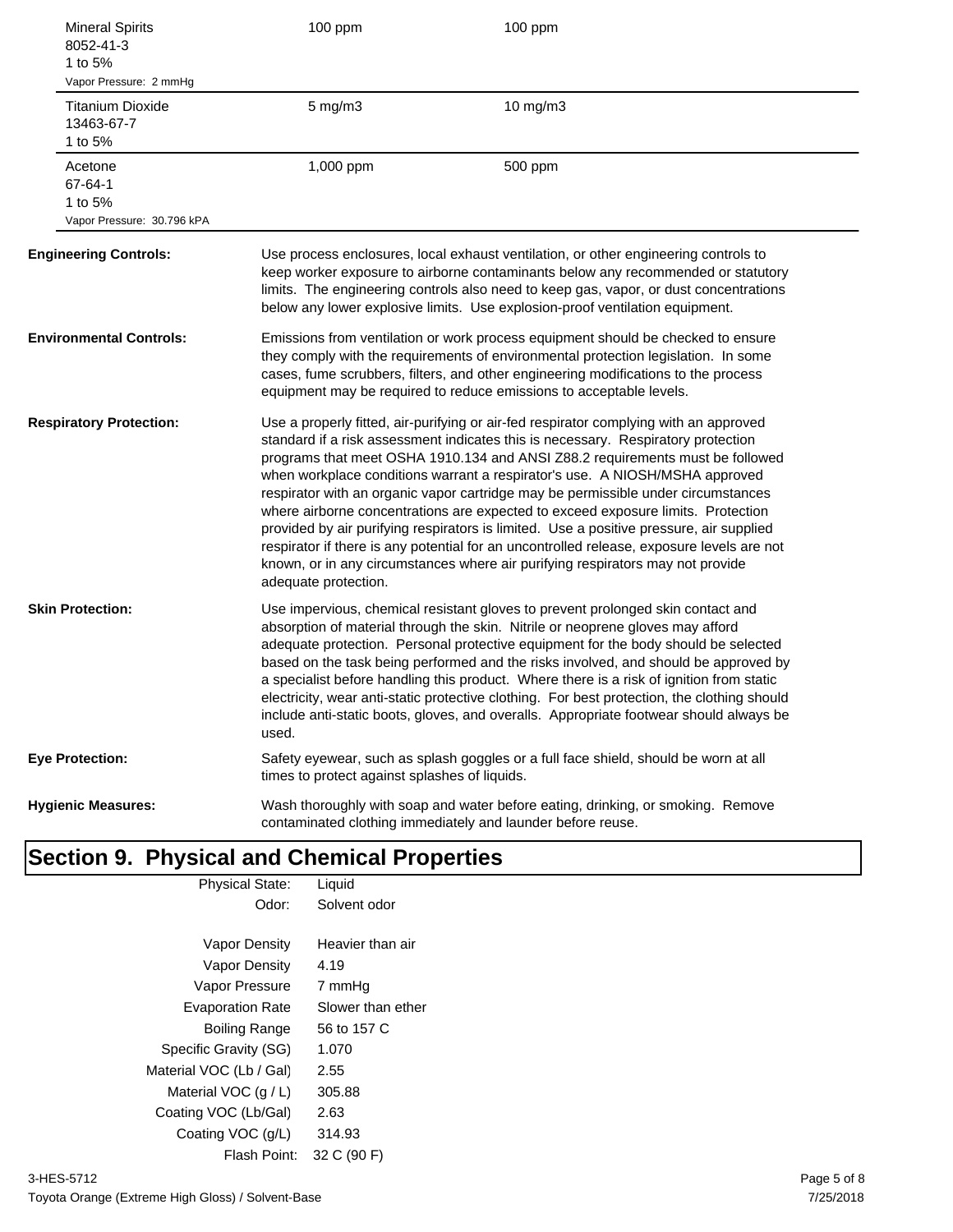| | | |
|---|---|---|
| Mineral Spirits<br>8052-41-3<br>1 to 5%<br>Vapor Pressure: 2 mmHg | 100 ppm | 100 ppm |
| Titanium Dioxide<br>13463-67-7<br>1 to 5% | 5 mg/m3 | 10 mg/m3 |
| Acetone<br>67-64-1<br>1 to 5%<br>Vapor Pressure: 30.796 kPA | 1,000 ppm | 500 ppm |

**Engineering Controls:** Use process enclosures, local exhaust ventilation, or other engineering controls to keep worker exposure to airborne contaminants below any recommended or statutory limits. The engineering controls also need to keep gas, vapor, or dust concentrations below any lower explosive limits. Use explosion-proof ventilation equipment.

**Environmental Controls:** Emissions from ventilation or work process equipment should be checked to ensure they comply with the requirements of environmental protection legislation. In some cases, fume scrubbers, filters, and other engineering modifications to the process equipment may be required to reduce emissions to acceptable levels.

**Respiratory Protection:** Use a properly fitted, air-purifying or air-fed respirator complying with an approved standard if a risk assessment indicates this is necessary. Respiratory protection programs that meet OSHA 1910.134 and ANSI Z88.2 requirements must be followed when workplace conditions warrant a respirator's use. A NIOSH/MSHA approved respirator with an organic vapor cartridge may be permissible under circumstances where airborne concentrations are expected to exceed exposure limits. Protection provided by air purifying respirators is limited. Use a positive pressure, air supplied respirator if there is any potential for an uncontrolled release, exposure levels are not known, or in any circumstances where air purifying respirators may not provide adequate protection.

**Skin Protection:** Use impervious, chemical resistant gloves to prevent prolonged skin contact and absorption of material through the skin. Nitrile or neoprene gloves may afford adequate protection. Personal protective equipment for the body should be selected based on the task being performed and the risks involved, and should be approved by a specialist before handling this product. Where there is a risk of ignition from static electricity, wear anti-static protective clothing. For best protection, the clothing should include anti-static boots, gloves, and overalls. Appropriate footwear should always be used.

**Eye Protection:** Safety eyewear, such as splash goggles or a full face shield, should be worn at all times to protect against splashes of liquids.

**Hygienic Measures:** Wash thoroughly with soap and water before eating, drinking, or smoking. Remove contaminated clothing immediately and launder before reuse.

# Section 9. Physical and Chemical Properties

| | |
|---|---|
| Physical State: | Liquid |
| Odor: | Solvent odor |
| Vapor Density | Heavier than air |
| Vapor Density | 4.19 |
| Vapor Pressure | 7 mmHg |
| Evaporation Rate | Slower than ether |
| Boiling Range | 56 to 157 C |
| Specific Gravity (SG) | 1.070 |
| Material VOC (Lb / Gal) | 2.55 |
| Material VOC (g / L) | 305.88 |
| Coating VOC (Lb/Gal) | 2.63 |
| Coating VOC (g/L) | 314.93 |
| Flash Point: | 32 C (90 F) |

3-HES-5712
Toyota Orange (Extreme High Gloss) / Solvent-Base
7/25/2018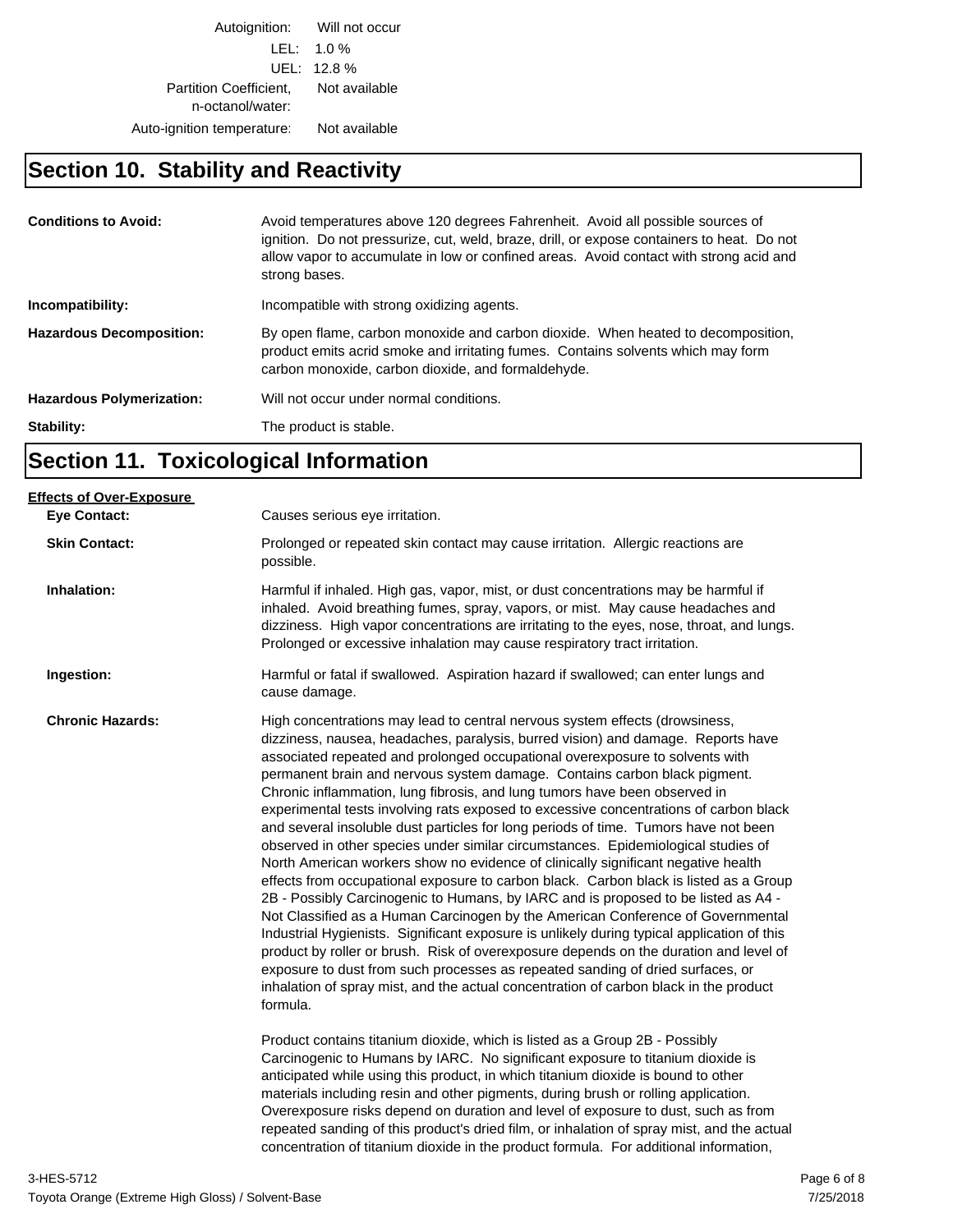| | |
|---|---|
| Autoignition: | Will not occur |
| LEL: | 1.0 % |
| UEL: | 12.8 % |
| Partition Coefficient, n-octanol/water: | Not available |
| Auto-ignition temperature: | Not available |

## Section 10. Stability and Reactivity

**Conditions to Avoid:** Avoid temperatures above 120 degrees Fahrenheit. Avoid all possible sources of ignition. Do not pressurize, cut, weld, braze, drill, or expose containers to heat. Do not allow vapor to accumulate in low or confined areas. Avoid contact with strong acid and strong bases.

**Incompatibility:** Incompatible with strong oxidizing agents.

**Hazardous Decomposition:** By open flame, carbon monoxide and carbon dioxide. When heated to decomposition, product emits acrid smoke and irritating fumes. Contains solvents which may form carbon monoxide, carbon dioxide, and formaldehyde.

**Hazardous Polymerization:** Will not occur under normal conditions.

**Stability:** The product is stable.

## Section 11. Toxicological Information

**Effects of Over-Exposure**

**Eye Contact:** Causes serious eye irritation.

**Skin Contact:** Prolonged or repeated skin contact may cause irritation. Allergic reactions are possible.

**Inhalation:** Harmful if inhaled. High gas, vapor, mist, or dust concentrations may be harmful if inhaled. Avoid breathing fumes, spray, vapors, or mist. May cause headaches and dizziness. High vapor concentrations are irritating to the eyes, nose, throat, and lungs. Prolonged or excessive inhalation may cause respiratory tract irritation.

**Ingestion:** Harmful or fatal if swallowed. Aspiration hazard if swallowed; can enter lungs and cause damage.

**Chronic Hazards:** High concentrations may lead to central nervous system effects (drowsiness, dizziness, nausea, headaches, paralysis, burred vision) and damage. Reports have associated repeated and prolonged occupational overexposure to solvents with permanent brain and nervous system damage. Contains carbon black pigment. Chronic inflammation, lung fibrosis, and lung tumors have been observed in experimental tests involving rats exposed to excessive concentrations of carbon black and several insoluble dust particles for long periods of time. Tumors have not been observed in other species under similar circumstances. Epidemiological studies of North American workers show no evidence of clinically significant negative health effects from occupational exposure to carbon black. Carbon black is listed as a Group 2B - Possibly Carcinogenic to Humans, by IARC and is proposed to be listed as A4 - Not Classified as a Human Carcinogen by the American Conference of Governmental Industrial Hygienists. Significant exposure is unlikely during typical application of this product by roller or brush. Risk of overexposure depends on the duration and level of exposure to dust from such processes as repeated sanding of dried surfaces, or inhalation of spray mist, and the actual concentration of carbon black in the product formula.

Product contains titanium dioxide, which is listed as a Group 2B - Possibly Carcinogenic to Humans by IARC. No significant exposure to titanium dioxide is anticipated while using this product, in which titanium dioxide is bound to other materials including resin and other pigments, during brush or rolling application. Overexposure risks depend on duration and level of exposure to dust, such as from repeated sanding of this product's dried film, or inhalation of spray mist, and the actual concentration of titanium dioxide in the product formula. For additional information,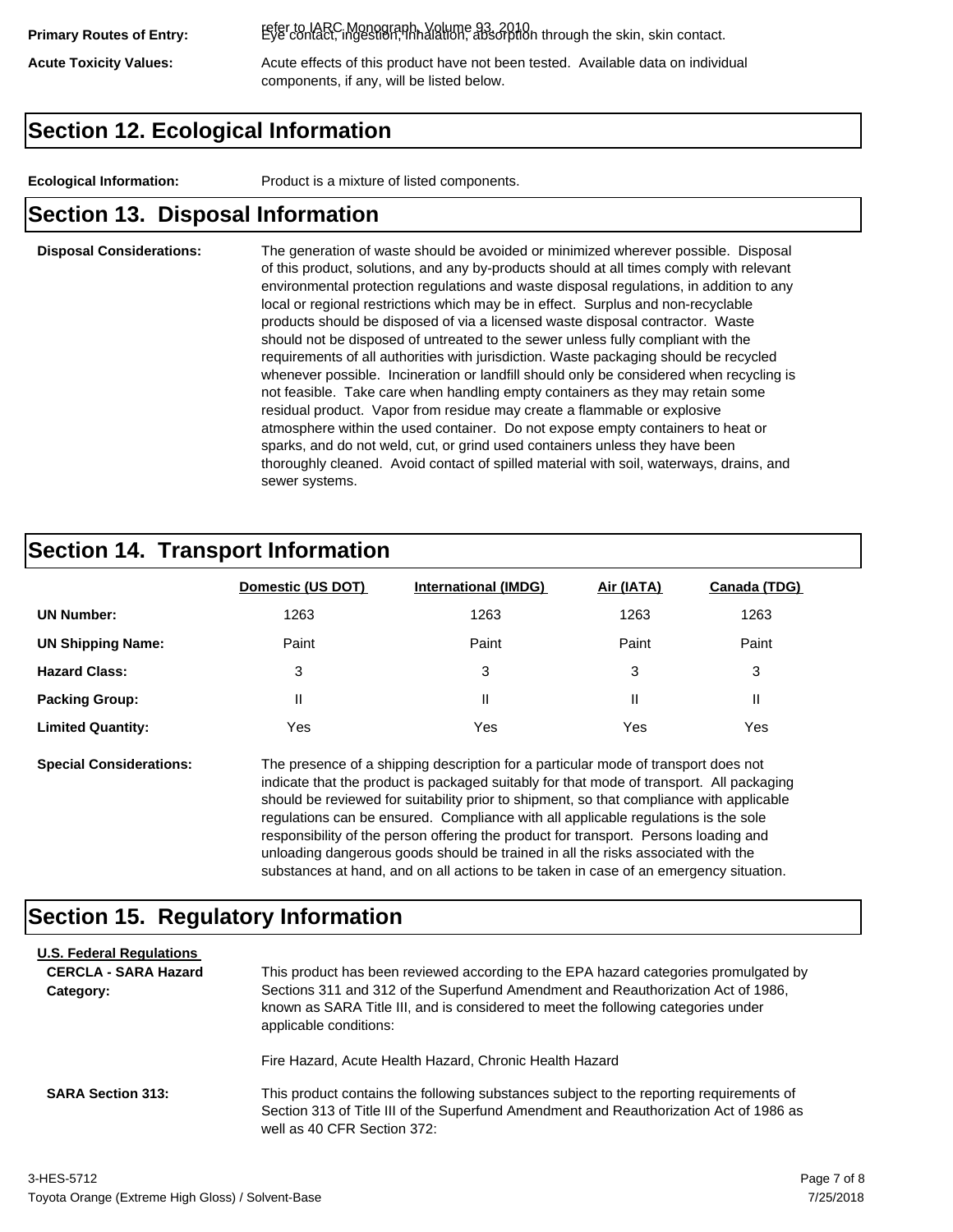**Primary Routes of Entry:** refer to IARC Monograph, Volume 93, 2010. Eye contact, ingestion, inhalation, absorption through the skin, skin contact.

**Acute Toxicity Values:** Acute effects of this product have not been tested. Available data on individual components, if any, will be listed below.

## Section 12. Ecological Information

**Ecological Information:** Product is a mixture of listed components.

## Section 13. Disposal Information

**Disposal Considerations:** The generation of waste should be avoided or minimized wherever possible. Disposal of this product, solutions, and any by-products should at all times comply with relevant environmental protection regulations and waste disposal regulations, in addition to any local or regional restrictions which may be in effect. Surplus and non-recyclable products should be disposed of via a licensed waste disposal contractor. Waste should not be disposed of untreated to the sewer unless fully compliant with the requirements of all authorities with jurisdiction. Waste packaging should be recycled whenever possible. Incineration or landfill should only be considered when recycling is not feasible. Take care when handling empty containers as they may retain some residual product. Vapor from residue may create a flammable or explosive atmosphere within the used container. Do not expose empty containers to heat or sparks, and do not weld, cut, or grind used containers unless they have been thoroughly cleaned. Avoid contact of spilled material with soil, waterways, drains, and sewer systems.

## Section 14. Transport Information

| | Domestic (US DOT) | International (IMDG) | Air (IATA) | Canada (TDG) |
|---|---|---|---|---|
| **UN Number:** | 1263 | 1263 | 1263 | 1263 |
| **UN Shipping Name:** | Paint | Paint | Paint | Paint |
| **Hazard Class:** | 3 | 3 | 3 | 3 |
| **Packing Group:** | II | II | II | II |
| **Limited Quantity:** | Yes | Yes | Yes | Yes |

**Special Considerations:** The presence of a shipping description for a particular mode of transport does not indicate that the product is packaged suitably for that mode of transport. All packaging should be reviewed for suitability prior to shipment, so that compliance with applicable regulations can be ensured. Compliance with all applicable regulations is the sole responsibility of the person offering the product for transport. Persons loading and unloading dangerous goods should be trained in all the risks associated with the substances at hand, and on all actions to be taken in case of an emergency situation.

## Section 15. Regulatory Information

**U.S. Federal Regulations**

**CERCLA - SARA Hazard Category:** This product has been reviewed according to the EPA hazard categories promulgated by Sections 311 and 312 of the Superfund Amendment and Reauthorization Act of 1986, known as SARA Title III, and is considered to meet the following categories under applicable conditions:

Fire Hazard, Acute Health Hazard, Chronic Health Hazard

**SARA Section 313:** This product contains the following substances subject to the reporting requirements of Section 313 of Title III of the Superfund Amendment and Reauthorization Act of 1986 as well as 40 CFR Section 372:

3-HES-5712
Toyota Orange (Extreme High Gloss) / Solvent-Base
7/25/2018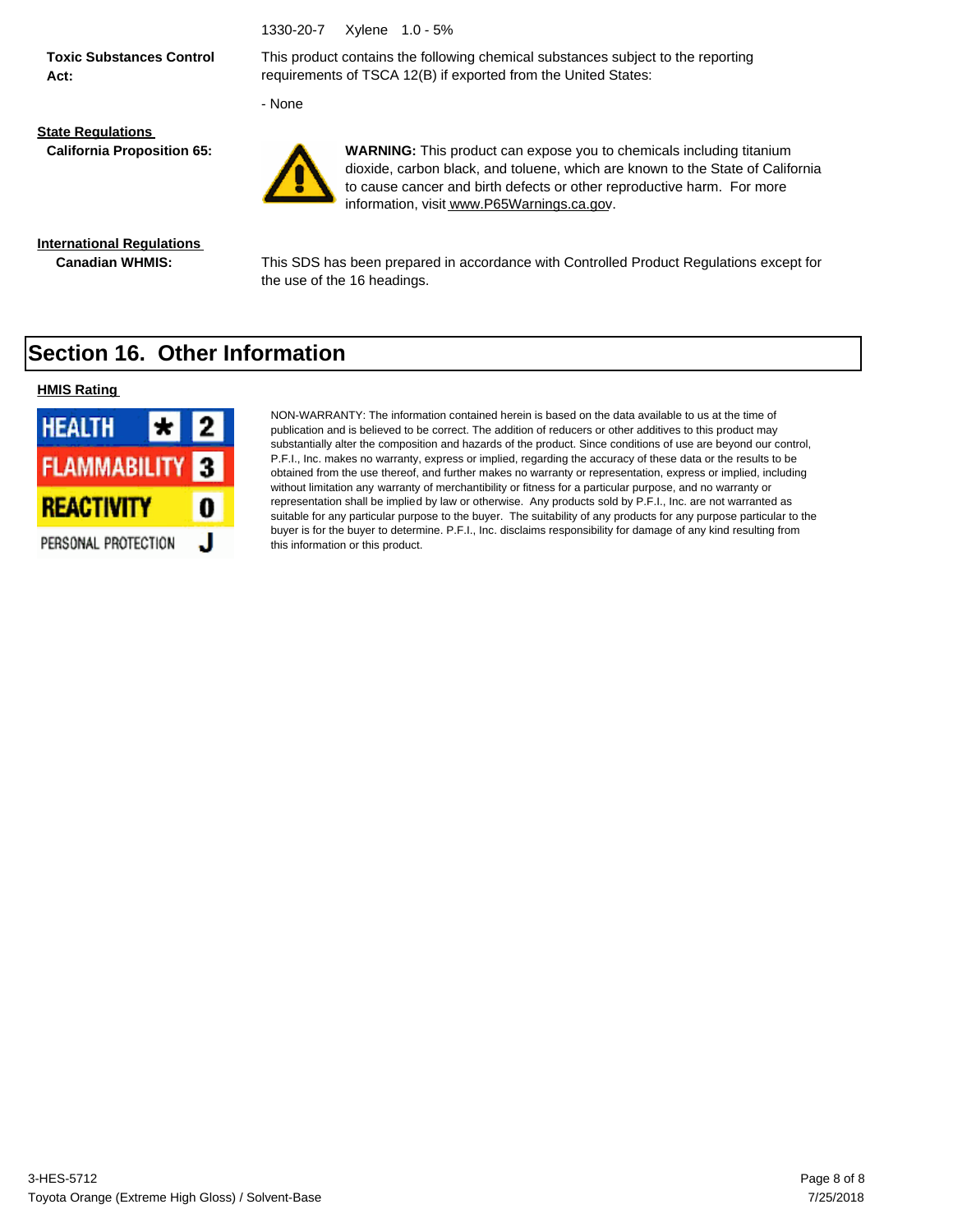1330-20-7 Xylene 1.0 - 5%

**Toxic Substances Control Act:** This product contains the following chemical substances subject to the reporting requirements of TSCA 12(B) if exported from the United States:

- None

**State Regulations**

**California Proposition 65:**

**WARNING:** This product can expose you to chemicals including titanium dioxide, carbon black, and toluene, which are known to the State of California to cause cancer and birth defects or other reproductive harm. For more information, visit www.P65Warnings.ca.gov.

**International Regulations**

**Canadian WHMIS:** This SDS has been prepared in accordance with Controlled Product Regulations except for the use of the 16 headings.

## Section 16. Other Information

**HMIS Rating**

| | | |
|---|---|---|
| HEALTH | * | 2 |
| FLAMMABILITY | | 3 |
| REACTIVITY | | 0 |
| PERSONAL PROTECTION | | J |

NON-WARRANTY: The information contained herein is based on the data available to us at the time of publication and is believed to be correct. The addition of reducers or other additives to this product may substantially alter the composition and hazards of the product. Since conditions of use are beyond our control, P.F.I., Inc. makes no warranty, express or implied, regarding the accuracy of these data or the results to be obtained from the use thereof, and further makes no warranty or representation, express or implied, including without limitation any warranty of merchantibility or fitness for a particular purpose, and no warranty or representation shall be implied by law or otherwise. Any products sold by P.F.I., Inc. are not warranted as suitable for any particular purpose to the buyer. The suitability of any products for any purpose particular to the buyer is for the buyer to determine. P.F.I., Inc. disclaims responsibility for damage of any kind resulting from this information or this product.